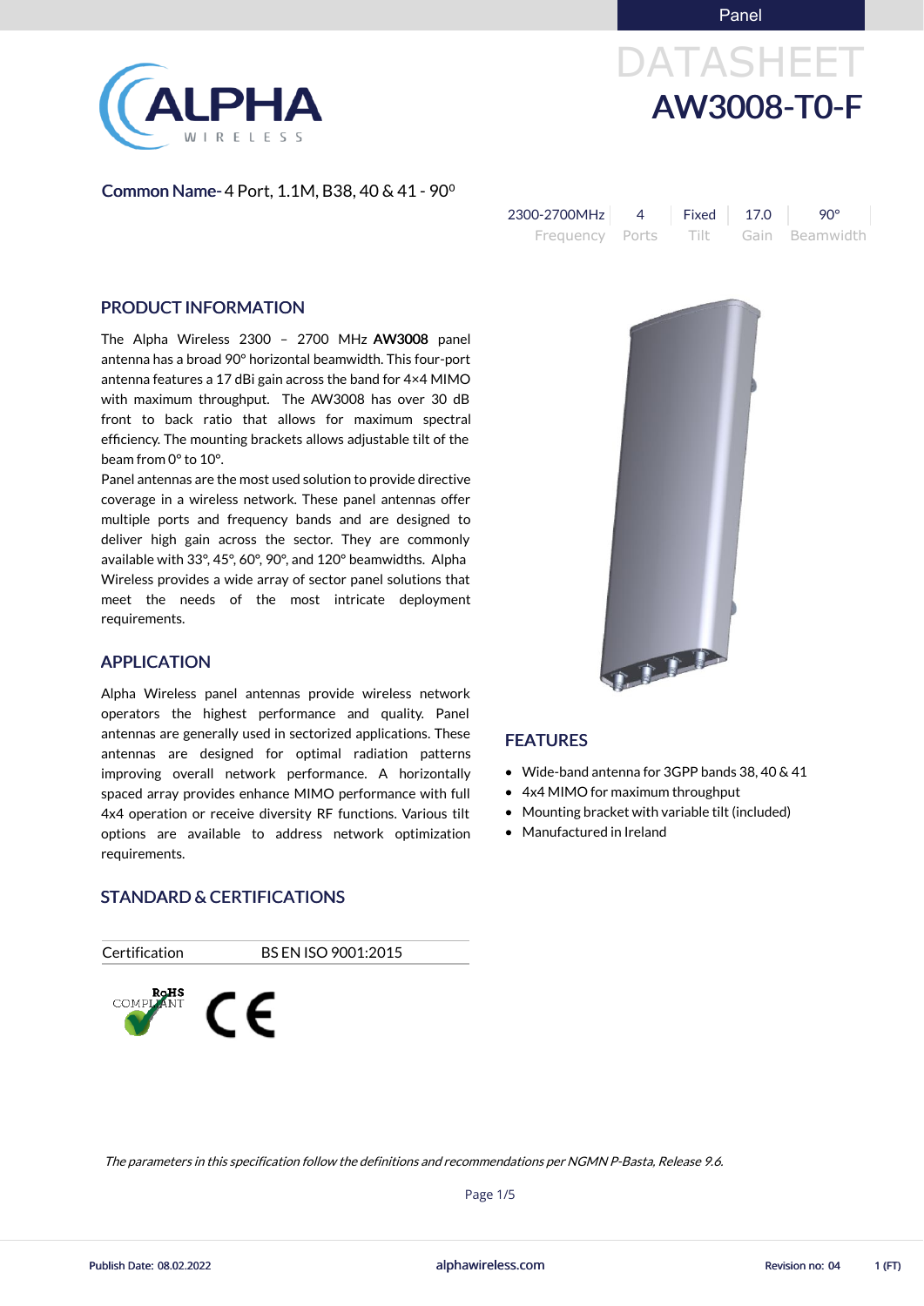Panel

# DATASHEET
# AW3008-T0-F

**Common Name-** 4 Port, 1.1M, B38, 40 & 41 - 90⁰

| 2300-2700MHz | 4 | Fixed | 17.0 | 90° |
|---|---|---|---|---|
| Frequency | Ports | Tilt | Gain | Beamwidth |

## PRODUCT INFORMATION

The Alpha Wireless 2300 – 2700 MHz **AW3008** panel antenna has a broad 90° horizontal beamwidth. This four-port antenna features a 17 dBi gain across the band for 4×4 MIMO with maximum throughput. The AW3008 has over 30 dB front to back ratio that allows for maximum spectral efficiency. The mounting brackets allows adjustable tilt of the beam from 0° to 10°.

Panel antennas are the most used solution to provide directive coverage in a wireless network. These panel antennas offer multiple ports and frequency bands and are designed to deliver high gain across the sector. They are commonly available with 33°, 45°, 60°, 90°, and 120° beamwidths. Alpha Wireless provides a wide array of sector panel solutions that meet the needs of the most intricate deployment requirements.

## APPLICATION

Alpha Wireless panel antennas provide wireless network operators the highest performance and quality. Panel antennas are generally used in sectorized applications. These antennas are designed for optimal radiation patterns improving overall network performance. A horizontally spaced array provides enhance MIMO performance with full 4x4 operation or receive diversity RF functions. Various tilt options are available to address network optimization requirements.

## FEATURES

- Wide-band antenna for 3GPP bands 38, 40 & 41
- 4x4 MIMO for maximum throughput
- Mounting bracket with variable tilt (included)
- Manufactured in Ireland

## STANDARD & CERTIFICATIONS

| Certification | BS EN ISO 9001:2015 |
|---|---|

RoHS COMPLIANT

CE

*The parameters in this specification follow the definitions and recommendations per NGMN P-Basta, Release 9.6.*

Publish Date: 08.02.2022 | alphawireless.com | Revision no: 04 | 1 (FT)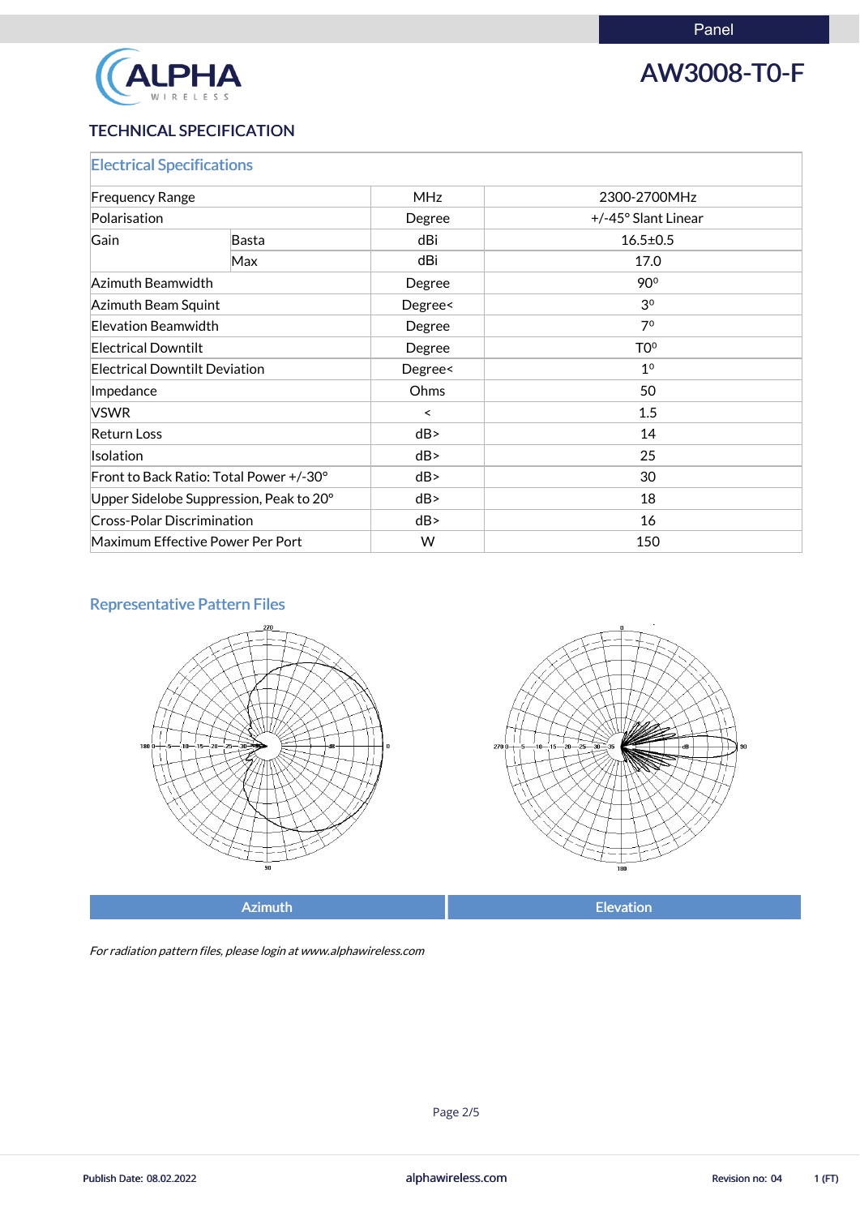Panel

# AW3008-T0-F

## TECHNICAL SPECIFICATION

| Electrical Specifications | | | |
|---|---|---|---|
| Frequency Range | | MHz | 2300-2700MHz |
| Polarisation | | Degree | +/-45° Slant Linear |
| Gain | Basta | dBi | 16.5±0.5 |
| | Max | dBi | 17.0 |
| Azimuth Beamwidth | | Degree | 90º |
| Azimuth Beam Squint | | Degree< | 3º |
| Elevation Beamwidth | | Degree | 7º |
| Electrical Downtilt | | Degree | T0º |
| Electrical Downtilt Deviation | | Degree< | 1º |
| Impedance | | Ohms | 50 |
| VSWR | | < | 1.5 |
| Return Loss | | dB> | 14 |
| Isolation | | dB> | 25 |
| Front to Back Ratio: Total Power +/-30° | | dB> | 30 |
| Upper Sidelobe Suppression, Peak to 20° | | dB> | 18 |
| Cross-Polar Discrimination | | dB> | 16 |
| Maximum Effective Power Per Port | | W | 150 |

### Representative Pattern Files

Azimuth | Elevation

*For radiation pattern files, please login at www.alphawireless.com*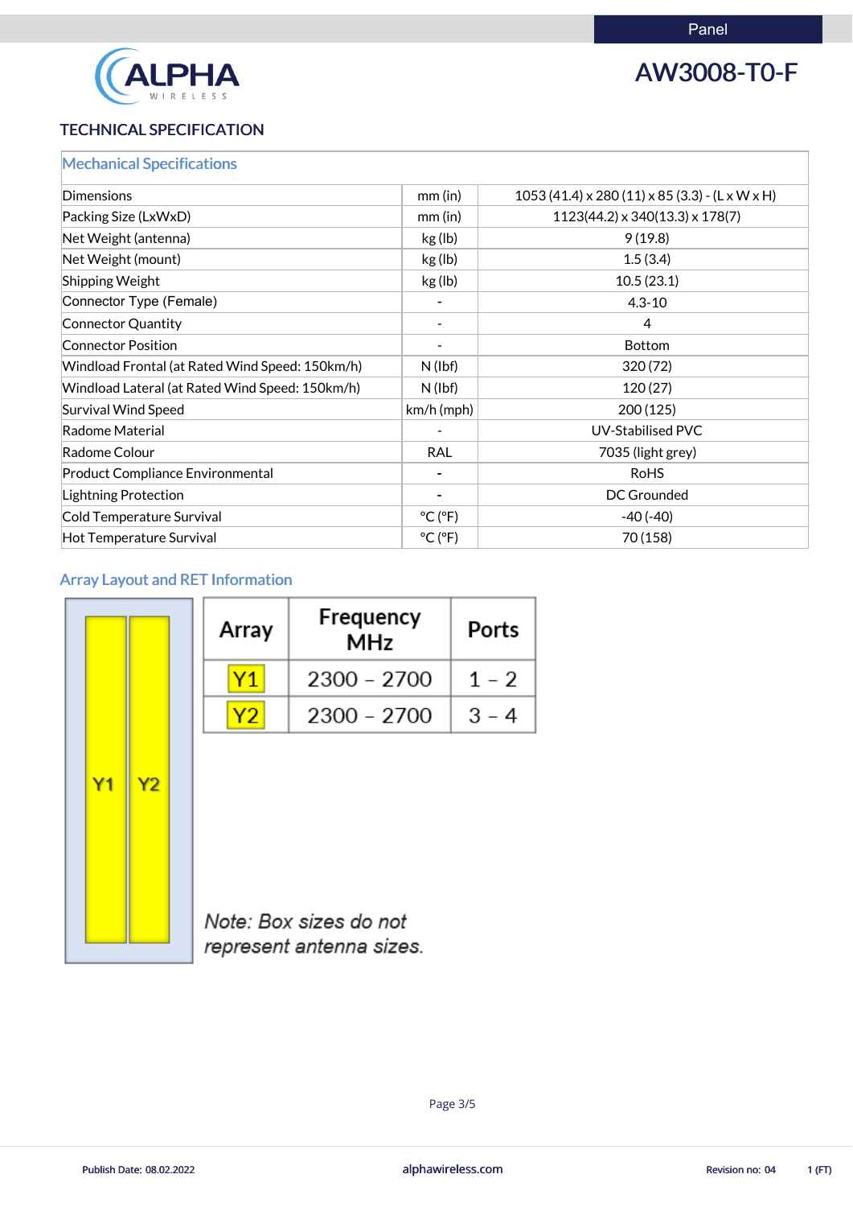Panel

# AW3008-T0-F

## TECHNICAL SPECIFICATION

### Mechanical Specifications

| | | |
|---|---|---|
| Dimensions | mm (in) | 1053 (41.4) x 280 (11) x 85 (3.3) - (L x W x H) |
| Packing Size (LxWxD) | mm (in) | 1123(44.2) x 340(13.3) x 178(7) |
| Net Weight (antenna) | kg (lb) | 9 (19.8) |
| Net Weight (mount) | kg (lb) | 1.5 (3.4) |
| Shipping Weight | kg (lb) | 10.5 (23.1) |
| Connector Type (Female) | - | 4.3-10 |
| Connector Quantity | - | 4 |
| Connector Position | - | Bottom |
| Windload Frontal (at Rated Wind Speed: 150km/h) | N (lbf) | 320 (72) |
| Windload Lateral (at Rated Wind Speed: 150km/h) | N (lbf) | 120 (27) |
| Survival Wind Speed | km/h (mph) | 200 (125) |
| Radome Material | - | UV-Stabilised PVC |
| Radome Colour | RAL | 7035 (light grey) |
| Product Compliance Environmental | - | RoHS |
| Lightning Protection | - | DC Grounded |
| Cold Temperature Survival | °C (°F) | -40 (-40) |
| Hot Temperature Survival | °C (°F) | 70 (158) |

### Array Layout and RET Information

| Array | Frequency MHz | Ports |
|---|---|---|
| Y1 | 2300 – 2700 | 1 – 2 |
| Y2 | 2300 – 2700 | 3 – 4 |

*Note: Box sizes do not represent antenna sizes.*

Publish Date: 08.02.2022 | alphawireless.com | Revision no: 04 | 1 (FT)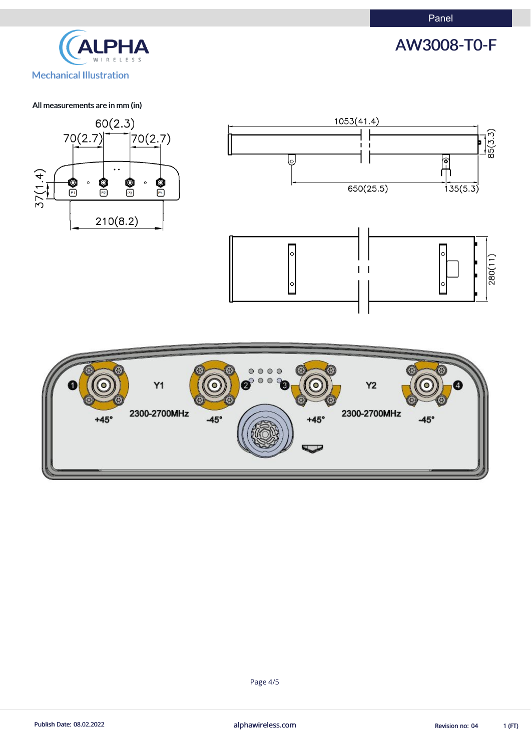Panel

# AW3008-T0-F

## Mechanical Illustration

All measurements are in mm (in)

60(2.3)

70(2.7) 70(2.7)

37(1.4)

210(8.2)

1053(41.4)

85(3.3)

650(25.5)

135(5.3)

280(11)

Y1

2300-2700MHz

+45° -45°

Y2

2300-2700MHz

+45° -45°

Publish Date: 08.02.2022

alphawireless.com

Revision no: 04

1 (FT)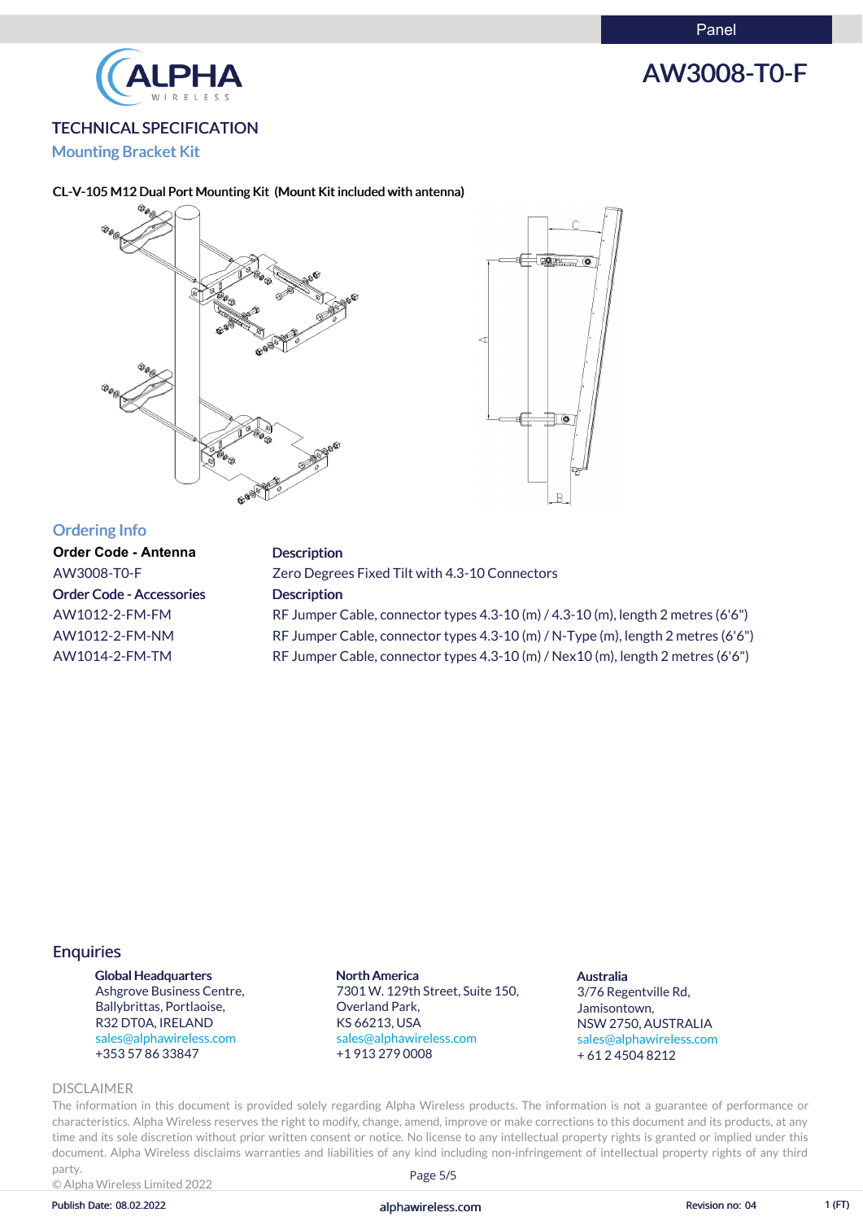Panel

# AW3008-T0-F

## TECHNICAL SPECIFICATION

### Mounting Bracket Kit

**CL-V-105 M12 Dual Port Mounting Kit (Mount Kit included with antenna)**

C

A

B

## Ordering Info

| **Order Code - Antenna** | **Description** |
|---|---|
| AW3008-T0-F | Zero Degrees Fixed Tilt with 4.3-10 Connectors |
| **Order Code - Accessories** | **Description** |
| AW1012-2-FM-FM | RF Jumper Cable, connector types 4.3-10 (m) / 4.3-10 (m), length 2 metres (6'6") |
| AW1012-2-FM-NM | RF Jumper Cable, connector types 4.3-10 (m) / N-Type (m), length 2 metres (6'6") |
| AW1014-2-FM-TM | RF Jumper Cable, connector types 4.3-10 (m) / Nex10 (m), length 2 metres (6'6") |

## Enquiries

**Global Headquarters**
Ashgrove Business Centre,
Ballybrittas, Portlaoise,
R32 DT0A, IRELAND
sales@alphawireless.com
+353 57 86 33847

**North America**
7301 W. 129th Street, Suite 150,
Overland Park,
KS 66213, USA
sales@alphawireless.com
+1 913 279 0008

**Australia**
3/76 Regentville Rd,
Jamisontown,
NSW 2750, AUSTRALIA
sales@alphawireless.com
+ 61 2 4504 8212

DISCLAIMER

The information in this document is provided solely regarding Alpha Wireless products. The information is not a guarantee of performance or characteristics. Alpha Wireless reserves the right to modify, change, amend, improve or make corrections to this document and its products, at any time and its sole discretion without prior written consent or notice. No license to any intellectual property rights is granted or implied under this document. Alpha Wireless disclaims warranties and liabilities of any kind including non-infringement of intellectual property rights of any third party.

© Alpha Wireless Limited 2022

Publish Date: 08.02.2022 | alphawireless.com | Revision no: 04 | 1 (FT)